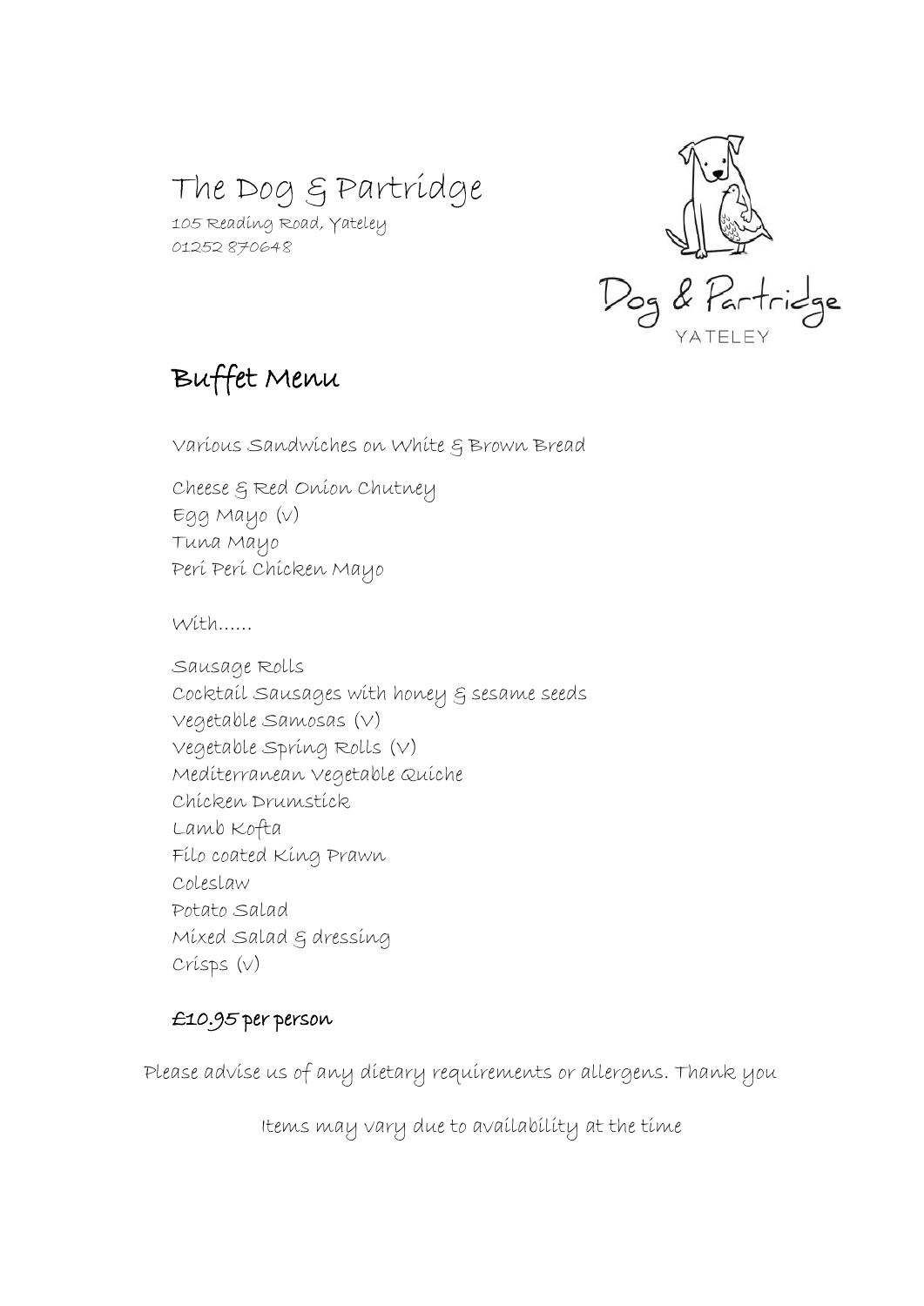# The Dog & Partridge

105 Reading Road, Yateley
01252 870648

## Buffet Menu

Various Sandwiches on White & Brown Bread

Cheese & Red Onion Chutney
Egg Mayo (v)
Tuna Mayo
Peri Peri Chicken Mayo

With......

Sausage Rolls
Cocktail Sausages with honey & sesame seeds
Vegetable Samosas (V)
Vegetable Spring Rolls (V)
Mediterranean Vegetable Quiche
Chicken Drumstick
Lamb Kofta
Filo coated King Prawn
Coleslaw
Potato Salad
Mixed Salad & dressing
Crisps (v)

**£10.95 per person**

Please advise us of any dietary requirements or allergens. Thank you

Items may vary due to availability at the time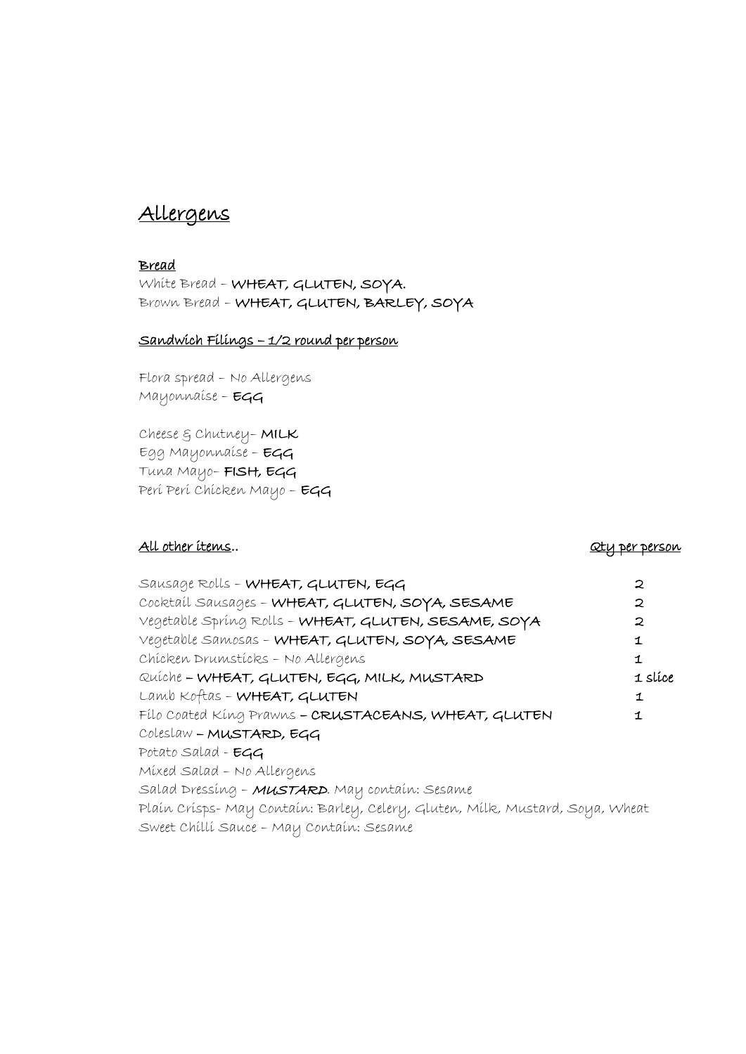# Allergens

## Bread

White Bread – **WHEAT, GLUTEN, SOYA.**
Brown Bread – **WHEAT, GLUTEN, BARLEY, SOYA**

## Sandwich Filings – 1/2 round per person

Flora spread – No Allergens
Mayonnaise – **EGG**

Cheese & Chutney– **MILK**
Egg Mayonnaise – **EGG**
Tuna Mayo– **FISH, EGG**
Peri Peri Chicken Mayo – **EGG**

| All other items.. | Qty per person |
|---|---|
| Sausage Rolls – **WHEAT, GLUTEN, EGG** | 2 |
| Cocktail Sausages – **WHEAT, GLUTEN, SOYA, SESAME** | 2 |
| Vegetable Spring Rolls – **WHEAT, GLUTEN, SESAME, SOYA** | 2 |
| Vegetable Samosas – **WHEAT, GLUTEN, SOYA, SESAME** | 1 |
| Chicken Drumsticks – No Allergens | 1 |
| Quiche – **WHEAT, GLUTEN, EGG, MILK, MUSTARD** | 1 slice |
| Lamb Koftas – **WHEAT, GLUTEN** | 1 |
| Filo Coated King Prawns – **CRUSTACEANS, WHEAT, GLUTEN** | 1 |
| Coleslaw – **MUSTARD, EGG** | |
| Potato Salad - **EGG** | |
| Mixed Salad – No Allergens | |
| Salad Dressing – ***MUSTARD***. May contain: Sesame | |
| Plain Crisps- May Contain: Barley, Celery, Gluten, Milk, Mustard, Soya, Wheat | |
| Sweet Chilli Sauce – May Contain: Sesame | |